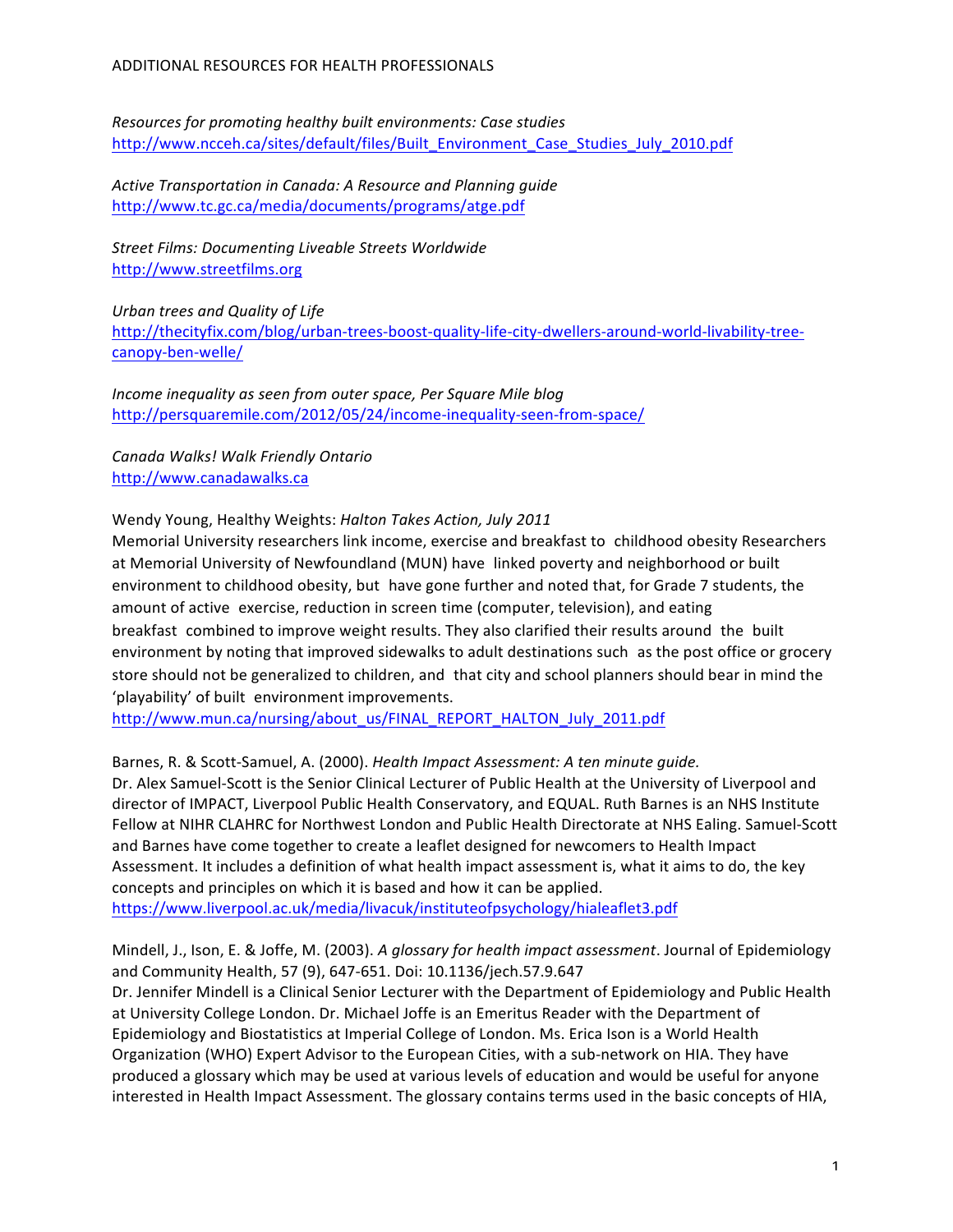# ADDITIONAL RESOURCES FOR HEALTH PROFESSIONALS

*Resources for promoting healthy built environments: Case studies*
http://www.ncceh.ca/sites/default/files/Built_Environment_Case_Studies_July_2010.pdf

*Active Transportation in Canada: A Resource and Planning guide*
http://www.tc.gc.ca/media/documents/programs/atge.pdf

*Street Films: Documenting Liveable Streets Worldwide*
http://www.streetfilms.org

*Urban trees and Quality of Life*
http://thecityfix.com/blog/urban-trees-boost-quality-life-city-dwellers-around-world-livability-tree-canopy-ben-welle/

*Income inequality as seen from outer space, Per Square Mile blog*
http://persquaremile.com/2012/05/24/income-inequality-seen-from-space/

*Canada Walks! Walk Friendly Ontario*
http://www.canadawalks.ca

Wendy Young, Healthy Weights: *Halton Takes Action, July 2011*
Memorial University researchers link income, exercise and breakfast to childhood obesity Researchers at Memorial University of Newfoundland (MUN) have linked poverty and neighborhood or built environment to childhood obesity, but have gone further and noted that, for Grade 7 students, the amount of active exercise, reduction in screen time (computer, television), and eating breakfast combined to improve weight results. They also clarified their results around the built environment by noting that improved sidewalks to adult destinations such as the post office or grocery store should not be generalized to children, and that city and school planners should bear in mind the 'playability' of built environment improvements.
http://www.mun.ca/nursing/about_us/FINAL_REPORT_HALTON_July_2011.pdf

Barnes, R. & Scott-Samuel, A. (2000). *Health Impact Assessment: A ten minute guide.*
Dr. Alex Samuel-Scott is the Senior Clinical Lecturer of Public Health at the University of Liverpool and director of IMPACT, Liverpool Public Health Conservatory, and EQUAL. Ruth Barnes is an NHS Institute Fellow at NIHR CLAHRC for Northwest London and Public Health Directorate at NHS Ealing. Samuel-Scott and Barnes have come together to create a leaflet designed for newcomers to Health Impact Assessment. It includes a definition of what health impact assessment is, what it aims to do, the key concepts and principles on which it is based and how it can be applied.
https://www.liverpool.ac.uk/media/livacuk/instituteofpsychology/hialeaflet3.pdf

Mindell, J., Ison, E. & Joffe, M. (2003). *A glossary for health impact assessment*. Journal of Epidemiology and Community Health, 57 (9), 647-651. Doi: 10.1136/jech.57.9.647
Dr. Jennifer Mindell is a Clinical Senior Lecturer with the Department of Epidemiology and Public Health at University College London. Dr. Michael Joffe is an Emeritus Reader with the Department of Epidemiology and Biostatistics at Imperial College of London. Ms. Erica Ison is a World Health Organization (WHO) Expert Advisor to the European Cities, with a sub-network on HIA. They have produced a glossary which may be used at various levels of education and would be useful for anyone interested in Health Impact Assessment. The glossary contains terms used in the basic concepts of HIA,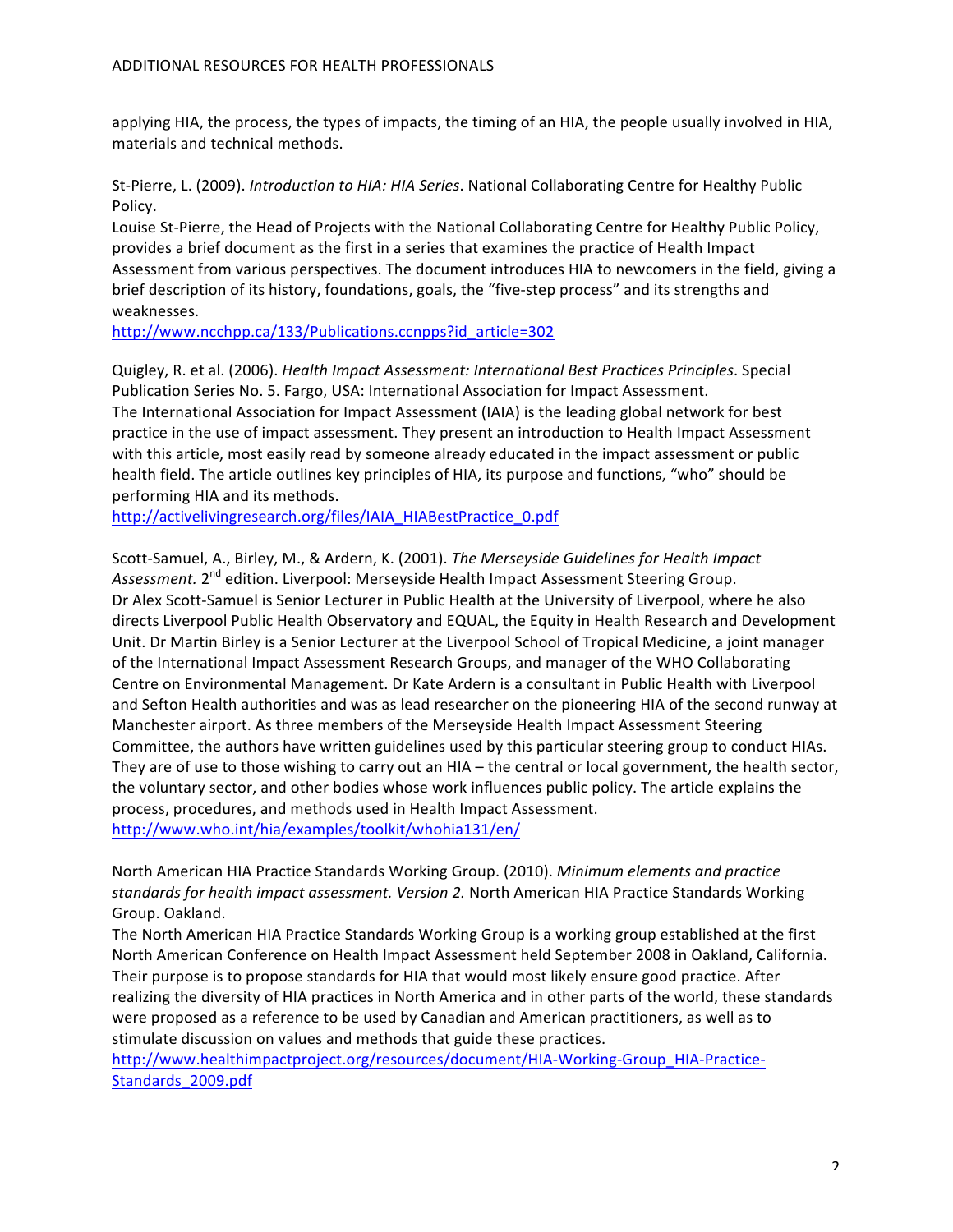applying HIA, the process, the types of impacts, the timing of an HIA, the people usually involved in HIA, materials and technical methods.

St-Pierre, L. (2009). *Introduction to HIA: HIA Series*. National Collaborating Centre for Healthy Public Policy.
Louise St-Pierre, the Head of Projects with the National Collaborating Centre for Healthy Public Policy, provides a brief document as the first in a series that examines the practice of Health Impact Assessment from various perspectives. The document introduces HIA to newcomers in the field, giving a brief description of its history, foundations, goals, the "five-step process" and its strengths and weaknesses.
http://www.ncchpp.ca/133/Publications.ccnpps?id_article=302

Quigley, R. et al. (2006). *Health Impact Assessment: International Best Practices Principles*. Special Publication Series No. 5. Fargo, USA: International Association for Impact Assessment.
The International Association for Impact Assessment (IAIA) is the leading global network for best practice in the use of impact assessment. They present an introduction to Health Impact Assessment with this article, most easily read by someone already educated in the impact assessment or public health field. The article outlines key principles of HIA, its purpose and functions, "who" should be performing HIA and its methods.
http://activelivingresearch.org/files/IAIA_HIABestPractice_0.pdf

Scott-Samuel, A., Birley, M., & Ardern, K. (2001). *The Merseyside Guidelines for Health Impact Assessment.* 2nd edition. Liverpool: Merseyside Health Impact Assessment Steering Group.
Dr Alex Scott-Samuel is Senior Lecturer in Public Health at the University of Liverpool, where he also directs Liverpool Public Health Observatory and EQUAL, the Equity in Health Research and Development Unit. Dr Martin Birley is a Senior Lecturer at the Liverpool School of Tropical Medicine, a joint manager of the International Impact Assessment Research Groups, and manager of the WHO Collaborating Centre on Environmental Management. Dr Kate Ardern is a consultant in Public Health with Liverpool and Sefton Health authorities and was as lead researcher on the pioneering HIA of the second runway at Manchester airport. As three members of the Merseyside Health Impact Assessment Steering Committee, the authors have written guidelines used by this particular steering group to conduct HIAs. They are of use to those wishing to carry out an HIA – the central or local government, the health sector, the voluntary sector, and other bodies whose work influences public policy. The article explains the process, procedures, and methods used in Health Impact Assessment.
http://www.who.int/hia/examples/toolkit/whohia131/en/

North American HIA Practice Standards Working Group. (2010). *Minimum elements and practice standards for health impact assessment. Version 2.* North American HIA Practice Standards Working Group. Oakland.
The North American HIA Practice Standards Working Group is a working group established at the first North American Conference on Health Impact Assessment held September 2008 in Oakland, California. Their purpose is to propose standards for HIA that would most likely ensure good practice. After realizing the diversity of HIA practices in North America and in other parts of the world, these standards were proposed as a reference to be used by Canadian and American practitioners, as well as to stimulate discussion on values and methods that guide these practices.
http://www.healthimpactproject.org/resources/document/HIA-Working-Group_HIA-Practice-Standards_2009.pdf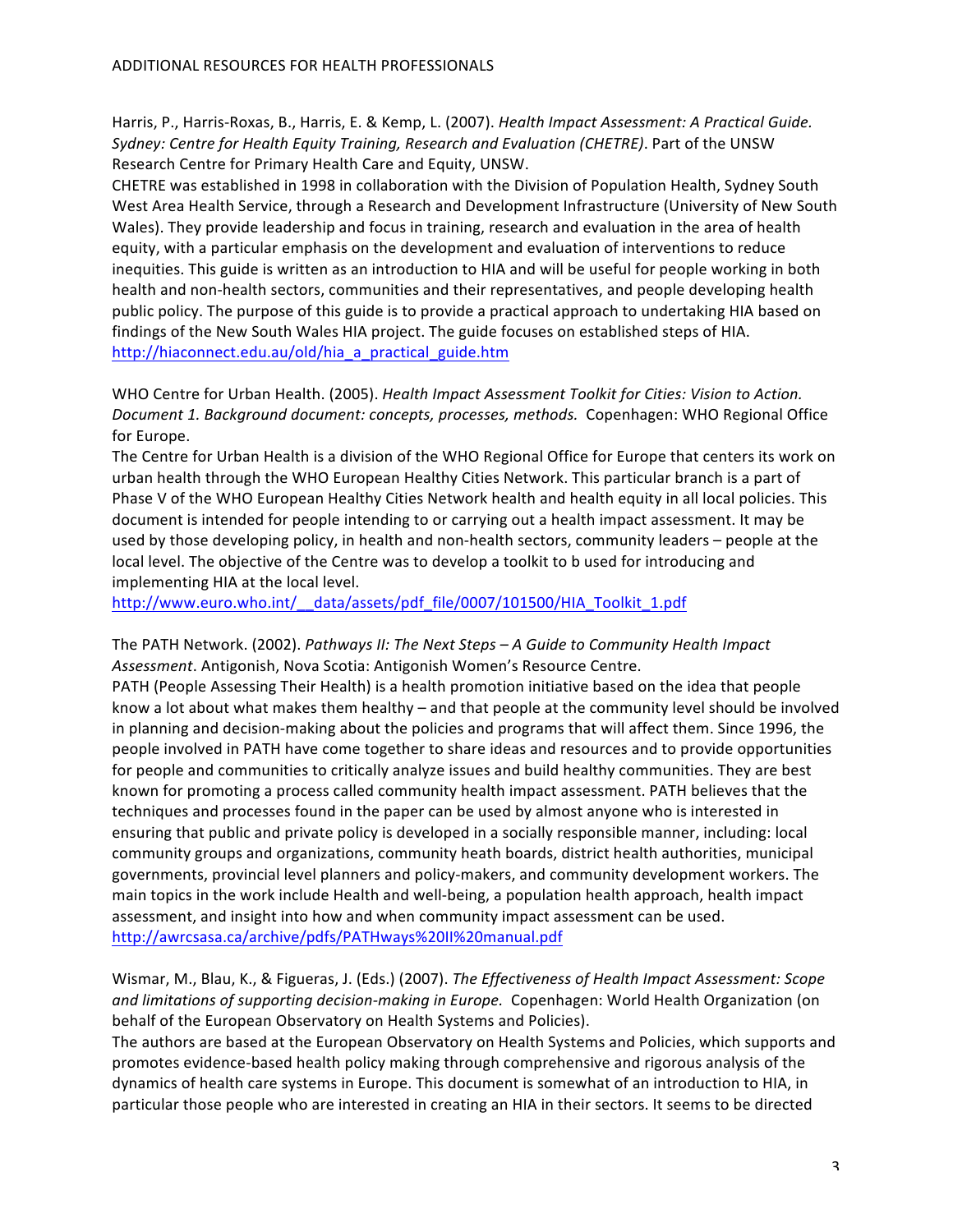Harris, P., Harris-Roxas, B., Harris, E. & Kemp, L. (2007). *Health Impact Assessment: A Practical Guide. Sydney: Centre for Health Equity Training, Research and Evaluation (CHETRE)*. Part of the UNSW Research Centre for Primary Health Care and Equity, UNSW.
CHETRE was established in 1998 in collaboration with the Division of Population Health, Sydney South West Area Health Service, through a Research and Development Infrastructure (University of New South Wales). They provide leadership and focus in training, research and evaluation in the area of health equity, with a particular emphasis on the development and evaluation of interventions to reduce inequities. This guide is written as an introduction to HIA and will be useful for people working in both health and non-health sectors, communities and their representatives, and people developing health public policy. The purpose of this guide is to provide a practical approach to undertaking HIA based on findings of the New South Wales HIA project. The guide focuses on established steps of HIA.
http://hiaconnect.edu.au/old/hia_a_practical_guide.htm

WHO Centre for Urban Health. (2005). *Health Impact Assessment Toolkit for Cities: Vision to Action. Document 1. Background document: concepts, processes, methods.* Copenhagen: WHO Regional Office for Europe.
The Centre for Urban Health is a division of the WHO Regional Office for Europe that centers its work on urban health through the WHO European Healthy Cities Network. This particular branch is a part of Phase V of the WHO European Healthy Cities Network health and health equity in all local policies. This document is intended for people intending to or carrying out a health impact assessment. It may be used by those developing policy, in health and non-health sectors, community leaders – people at the local level. The objective of the Centre was to develop a toolkit to b used for introducing and implementing HIA at the local level.
http://www.euro.who.int/__data/assets/pdf_file/0007/101500/HIA_Toolkit_1.pdf

The PATH Network. (2002). *Pathways II: The Next Steps – A Guide to Community Health Impact Assessment*. Antigonish, Nova Scotia: Antigonish Women's Resource Centre.
PATH (People Assessing Their Health) is a health promotion initiative based on the idea that people know a lot about what makes them healthy – and that people at the community level should be involved in planning and decision-making about the policies and programs that will affect them. Since 1996, the people involved in PATH have come together to share ideas and resources and to provide opportunities for people and communities to critically analyze issues and build healthy communities. They are best known for promoting a process called community health impact assessment. PATH believes that the techniques and processes found in the paper can be used by almost anyone who is interested in ensuring that public and private policy is developed in a socially responsible manner, including: local community groups and organizations, community heath boards, district health authorities, municipal governments, provincial level planners and policy-makers, and community development workers. The main topics in the work include Health and well-being, a population health approach, health impact assessment, and insight into how and when community impact assessment can be used.
http://awrcsasa.ca/archive/pdfs/PATHways%20II%20manual.pdf

Wismar, M., Blau, K., & Figueras, J. (Eds.) (2007). *The Effectiveness of Health Impact Assessment: Scope and limitations of supporting decision-making in Europe.* Copenhagen: World Health Organization (on behalf of the European Observatory on Health Systems and Policies).
The authors are based at the European Observatory on Health Systems and Policies, which supports and promotes evidence-based health policy making through comprehensive and rigorous analysis of the dynamics of health care systems in Europe. This document is somewhat of an introduction to HIA, in particular those people who are interested in creating an HIA in their sectors. It seems to be directed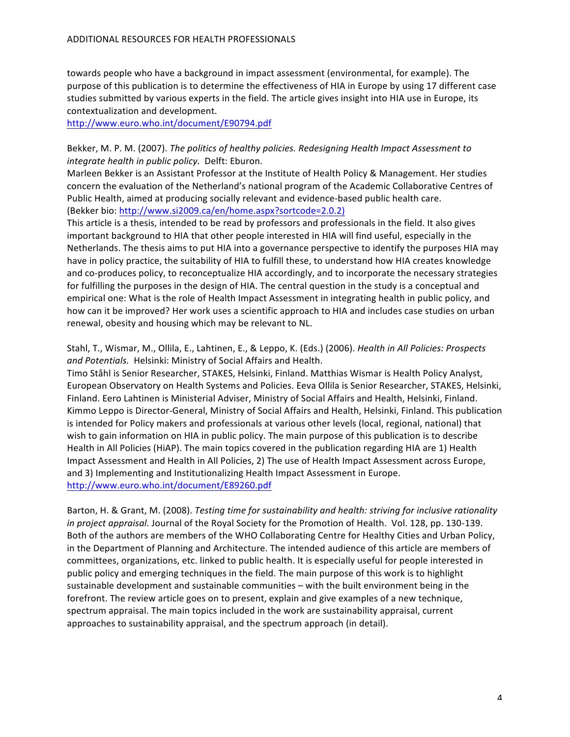towards people who have a background in impact assessment (environmental, for example). The purpose of this publication is to determine the effectiveness of HIA in Europe by using 17 different case studies submitted by various experts in the field. The article gives insight into HIA use in Europe, its contextualization and development.
http://www.euro.who.int/document/E90794.pdf

Bekker, M. P. M. (2007). *The politics of healthy policies. Redesigning Health Impact Assessment to integrate health in public policy.* Delft: Eburon.
Marleen Bekker is an Assistant Professor at the Institute of Health Policy & Management. Her studies concern the evaluation of the Netherland's national program of the Academic Collaborative Centres of Public Health, aimed at producing socially relevant and evidence-based public health care.
(Bekker bio: http://www.si2009.ca/en/home.aspx?sortcode=2.0.2)
This article is a thesis, intended to be read by professors and professionals in the field. It also gives important background to HIA that other people interested in HIA will find useful, especially in the Netherlands. The thesis aims to put HIA into a governance perspective to identify the purposes HIA may have in policy practice, the suitability of HIA to fulfill these, to understand how HIA creates knowledge and co-produces policy, to reconceptualize HIA accordingly, and to incorporate the necessary strategies for fulfilling the purposes in the design of HIA. The central question in the study is a conceptual and empirical one: What is the role of Health Impact Assessment in integrating health in public policy, and how can it be improved? Her work uses a scientific approach to HIA and includes case studies on urban renewal, obesity and housing which may be relevant to NL.

Stahl, T., Wismar, M., Ollila, E., Lahtinen, E., & Leppo, K. (Eds.) (2006). *Health in All Policies: Prospects and Potentials.* Helsinki: Ministry of Social Affairs and Health.
Timo Ståhl is Senior Researcher, STAKES, Helsinki, Finland. Matthias Wismar is Health Policy Analyst, European Observatory on Health Systems and Policies. Eeva Ollila is Senior Researcher, STAKES, Helsinki, Finland. Eero Lahtinen is Ministerial Adviser, Ministry of Social Affairs and Health, Helsinki, Finland. Kimmo Leppo is Director-General, Ministry of Social Affairs and Health, Helsinki, Finland. This publication is intended for Policy makers and professionals at various other levels (local, regional, national) that wish to gain information on HIA in public policy. The main purpose of this publication is to describe Health in All Policies (HiAP). The main topics covered in the publication regarding HIA are 1) Health Impact Assessment and Health in All Policies, 2) The use of Health Impact Assessment across Europe, and 3) Implementing and Institutionalizing Health Impact Assessment in Europe.
http://www.euro.who.int/document/E89260.pdf

Barton, H. & Grant, M. (2008). *Testing time for sustainability and health: striving for inclusive rationality in project appraisal.* Journal of the Royal Society for the Promotion of Health. Vol. 128, pp. 130-139.
Both of the authors are members of the WHO Collaborating Centre for Healthy Cities and Urban Policy, in the Department of Planning and Architecture. The intended audience of this article are members of committees, organizations, etc. linked to public health. It is especially useful for people interested in public policy and emerging techniques in the field. The main purpose of this work is to highlight sustainable development and sustainable communities – with the built environment being in the forefront. The review article goes on to present, explain and give examples of a new technique, spectrum appraisal. The main topics included in the work are sustainability appraisal, current approaches to sustainability appraisal, and the spectrum approach (in detail).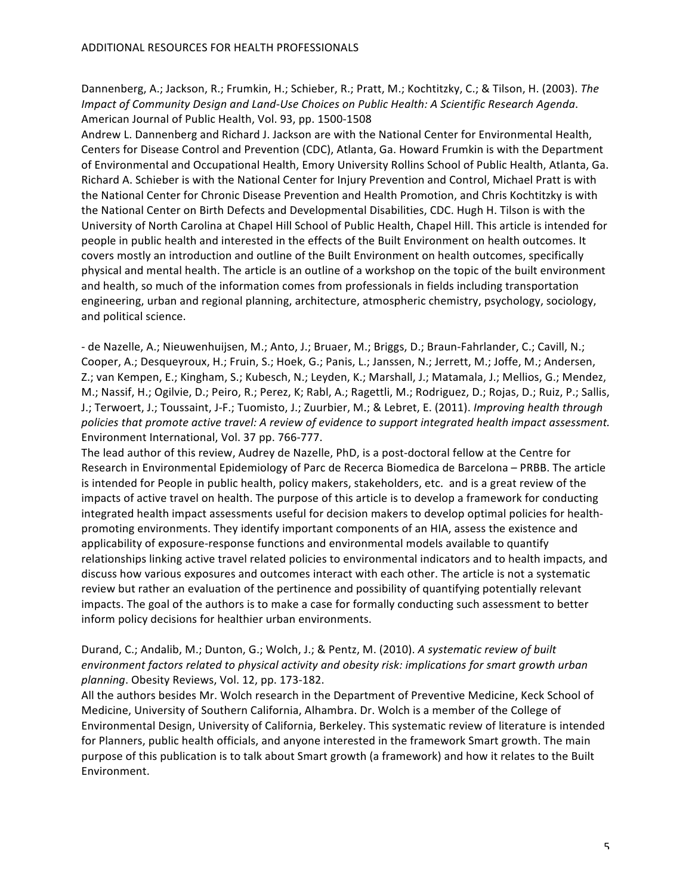Dannenberg, A.; Jackson, R.; Frumkin, H.; Schieber, R.; Pratt, M.; Kochtitzky, C.; & Tilson, H. (2003). *The Impact of Community Design and Land-Use Choices on Public Health: A Scientific Research Agenda*. American Journal of Public Health, Vol. 93, pp. 1500-1508

Andrew L. Dannenberg and Richard J. Jackson are with the National Center for Environmental Health, Centers for Disease Control and Prevention (CDC), Atlanta, Ga. Howard Frumkin is with the Department of Environmental and Occupational Health, Emory University Rollins School of Public Health, Atlanta, Ga. Richard A. Schieber is with the National Center for Injury Prevention and Control, Michael Pratt is with the National Center for Chronic Disease Prevention and Health Promotion, and Chris Kochtitzky is with the National Center on Birth Defects and Developmental Disabilities, CDC. Hugh H. Tilson is with the University of North Carolina at Chapel Hill School of Public Health, Chapel Hill. This article is intended for people in public health and interested in the effects of the Built Environment on health outcomes. It covers mostly an introduction and outline of the Built Environment on health outcomes, specifically physical and mental health. The article is an outline of a workshop on the topic of the built environment and health, so much of the information comes from professionals in fields including transportation engineering, urban and regional planning, architecture, atmospheric chemistry, psychology, sociology, and political science.

- de Nazelle, A.; Nieuwenhuijsen, M.; Anto, J.; Bruaer, M.; Briggs, D.; Braun-Fahrlander, C.; Cavill, N.; Cooper, A.; Desqueyroux, H.; Fruin, S.; Hoek, G.; Panis, L.; Janssen, N.; Jerrett, M.; Joffe, M.; Andersen, Z.; van Kempen, E.; Kingham, S.; Kubesch, N.; Leyden, K.; Marshall, J.; Matamala, J.; Mellios, G.; Mendez, M.; Nassif, H.; Ogilvie, D.; Peiro, R.; Perez, K; Rabl, A.; Ragettli, M.; Rodriguez, D.; Rojas, D.; Ruiz, P.; Sallis, J.; Terwoert, J.; Toussaint, J-F.; Tuomisto, J.; Zuurbier, M.; & Lebret, E. (2011). *Improving health through policies that promote active travel: A review of evidence to support integrated health impact assessment.* Environment International, Vol. 37 pp. 766-777.

The lead author of this review, Audrey de Nazelle, PhD, is a post-doctoral fellow at the Centre for Research in Environmental Epidemiology of Parc de Recerca Biomedica de Barcelona – PRBB. The article is intended for People in public health, policy makers, stakeholders, etc. and is a great review of the impacts of active travel on health. The purpose of this article is to develop a framework for conducting integrated health impact assessments useful for decision makers to develop optimal policies for health-promoting environments. They identify important components of an HIA, assess the existence and applicability of exposure-response functions and environmental models available to quantify relationships linking active travel related policies to environmental indicators and to health impacts, and discuss how various exposures and outcomes interact with each other. The article is not a systematic review but rather an evaluation of the pertinence and possibility of quantifying potentially relevant impacts. The goal of the authors is to make a case for formally conducting such assessment to better inform policy decisions for healthier urban environments.

Durand, C.; Andalib, M.; Dunton, G.; Wolch, J.; & Pentz, M. (2010). *A systematic review of built environment factors related to physical activity and obesity risk: implications for smart growth urban planning*. Obesity Reviews, Vol. 12, pp. 173-182.

All the authors besides Mr. Wolch research in the Department of Preventive Medicine, Keck School of Medicine, University of Southern California, Alhambra. Dr. Wolch is a member of the College of Environmental Design, University of California, Berkeley. This systematic review of literature is intended for Planners, public health officials, and anyone interested in the framework Smart growth. The main purpose of this publication is to talk about Smart growth (a framework) and how it relates to the Built Environment.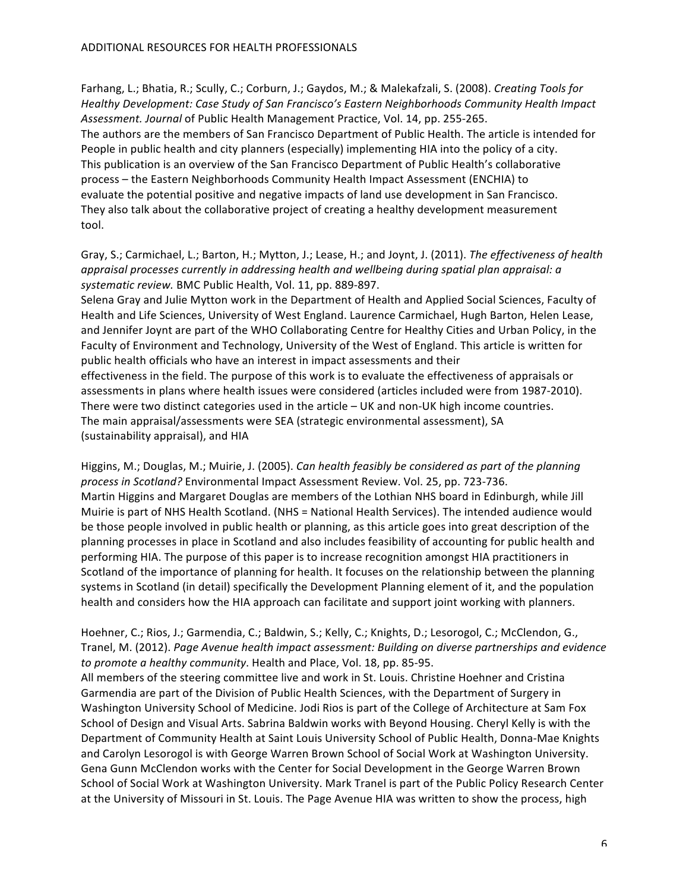Farhang, L.; Bhatia, R.; Scully, C.; Corburn, J.; Gaydos, M.; & Malekafzali, S. (2008). *Creating Tools for Healthy Development: Case Study of San Francisco's Eastern Neighborhoods Community Health Impact Assessment. Journal* of Public Health Management Practice, Vol. 14, pp. 255-265.
The authors are the members of San Francisco Department of Public Health. The article is intended for People in public health and city planners (especially) implementing HIA into the policy of a city. This publication is an overview of the San Francisco Department of Public Health's collaborative process – the Eastern Neighborhoods Community Health Impact Assessment (ENCHIA) to evaluate the potential positive and negative impacts of land use development in San Francisco. They also talk about the collaborative project of creating a healthy development measurement tool.

Gray, S.; Carmichael, L.; Barton, H.; Mytton, J.; Lease, H.; and Joynt, J. (2011). *The effectiveness of health appraisal processes currently in addressing health and wellbeing during spatial plan appraisal: a systematic review.* BMC Public Health, Vol. 11, pp. 889-897.
Selena Gray and Julie Mytton work in the Department of Health and Applied Social Sciences, Faculty of Health and Life Sciences, University of West England. Laurence Carmichael, Hugh Barton, Helen Lease, and Jennifer Joynt are part of the WHO Collaborating Centre for Healthy Cities and Urban Policy, in the Faculty of Environment and Technology, University of the West of England. This article is written for public health officials who have an interest in impact assessments and their effectiveness in the field. The purpose of this work is to evaluate the effectiveness of appraisals or assessments in plans where health issues were considered (articles included were from 1987-2010). There were two distinct categories used in the article – UK and non-UK high income countries. The main appraisal/assessments were SEA (strategic environmental assessment), SA (sustainability appraisal), and HIA

Higgins, M.; Douglas, M.; Muirie, J. (2005). *Can health feasibly be considered as part of the planning process in Scotland?* Environmental Impact Assessment Review. Vol. 25, pp. 723-736.
Martin Higgins and Margaret Douglas are members of the Lothian NHS board in Edinburgh, while Jill Muirie is part of NHS Health Scotland. (NHS = National Health Services). The intended audience would be those people involved in public health or planning, as this article goes into great description of the planning processes in place in Scotland and also includes feasibility of accounting for public health and performing HIA. The purpose of this paper is to increase recognition amongst HIA practitioners in Scotland of the importance of planning for health. It focuses on the relationship between the planning systems in Scotland (in detail) specifically the Development Planning element of it, and the population health and considers how the HIA approach can facilitate and support joint working with planners.

Hoehner, C.; Rios, J.; Garmendia, C.; Baldwin, S.; Kelly, C.; Knights, D.; Lesorogol, C.; McClendon, G., Tranel, M. (2012). *Page Avenue health impact assessment: Building on diverse partnerships and evidence to promote a healthy community*. Health and Place, Vol. 18, pp. 85-95.
All members of the steering committee live and work in St. Louis. Christine Hoehner and Cristina Garmendia are part of the Division of Public Health Sciences, with the Department of Surgery in Washington University School of Medicine. Jodi Rios is part of the College of Architecture at Sam Fox School of Design and Visual Arts. Sabrina Baldwin works with Beyond Housing. Cheryl Kelly is with the Department of Community Health at Saint Louis University School of Public Health, Donna-Mae Knights and Carolyn Lesorogol is with George Warren Brown School of Social Work at Washington University. Gena Gunn McClendon works with the Center for Social Development in the George Warren Brown School of Social Work at Washington University. Mark Tranel is part of the Public Policy Research Center at the University of Missouri in St. Louis. The Page Avenue HIA was written to show the process, high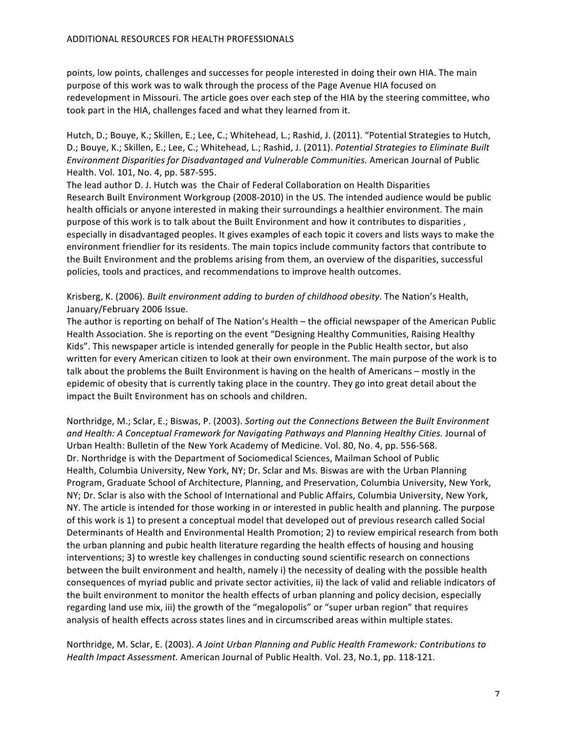points, low points, challenges and successes for people interested in doing their own HIA. The main purpose of this work was to walk through the process of the Page Avenue HIA focused on redevelopment in Missouri. The article goes over each step of the HIA by the steering committee, who took part in the HIA, challenges faced and what they learned from it.

Hutch, D.; Bouye, K.; Skillen, E.; Lee, C.; Whitehead, L.; Rashid, J. (2011). "Potential Strategies to Hutch, D.; Bouye, K.; Skillen, E.; Lee, C.; Whitehead, L.; Rashid, J. (2011). *Potential Strategies to Eliminate Built Environment Disparities for Disadvantaged and Vulnerable Communities.* American Journal of Public Health. Vol. 101, No. 4, pp. 587-595.
The lead author D. J. Hutch was the Chair of Federal Collaboration on Health Disparities Research Built Environment Workgroup (2008-2010) in the US. The intended audience would be public health officials or anyone interested in making their surroundings a healthier environment. The main purpose of this work is to talk about the Built Environment and how it contributes to disparities , especially in disadvantaged peoples. It gives examples of each topic it covers and lists ways to make the environment friendlier for its residents. The main topics include community factors that contribute to the Built Environment and the problems arising from them, an overview of the disparities, successful policies, tools and practices, and recommendations to improve health outcomes.

Krisberg, K. (2006). *Built environment adding to burden of childhood obesity*. The Nation's Health, January/February 2006 Issue.
The author is reporting on behalf of The Nation's Health – the official newspaper of the American Public Health Association. She is reporting on the event "Designing Healthy Communities, Raising Healthy Kids". This newspaper article is intended generally for people in the Public Health sector, but also written for every American citizen to look at their own environment. The main purpose of the work is to talk about the problems the Built Environment is having on the health of Americans – mostly in the epidemic of obesity that is currently taking place in the country. They go into great detail about the impact the Built Environment has on schools and children.

Northridge, M.; Sclar, E.; Biswas, P. (2003). *Sorting out the Connections Between the Built Environment and Health: A Conceptual Framework for Navigating Pathways and Planning Healthy Cities.* Journal of Urban Health: Bulletin of the New York Academy of Medicine. Vol. 80, No. 4, pp. 556-568.
Dr. Northridge is with the Department of Sociomedical Sciences, Mailman School of Public Health, Columbia University, New York, NY; Dr. Sclar and Ms. Biswas are with the Urban Planning Program, Graduate School of Architecture, Planning, and Preservation, Columbia University, New York, NY; Dr. Sclar is also with the School of International and Public Affairs, Columbia University, New York, NY. The article is intended for those working in or interested in public health and planning. The purpose of this work is 1) to present a conceptual model that developed out of previous research called Social Determinants of Health and Environmental Health Promotion; 2) to review empirical research from both the urban planning and pubic health literature regarding the health effects of housing and housing interventions; 3) to wrestle key challenges in conducting sound scientific research on connections between the built environment and health, namely i) the necessity of dealing with the possible health consequences of myriad public and private sector activities, ii) the lack of valid and reliable indicators of the built environment to monitor the health effects of urban planning and policy decision, especially regarding land use mix, iii) the growth of the "megalopolis" or "super urban region" that requires analysis of health effects across states lines and in circumscribed areas within multiple states.

Northridge, M. Sclar, E. (2003). *A Joint Urban Planning and Public Health Framework: Contributions to Health Impact Assessment.* American Journal of Public Health. Vol. 23, No.1, pp. 118-121.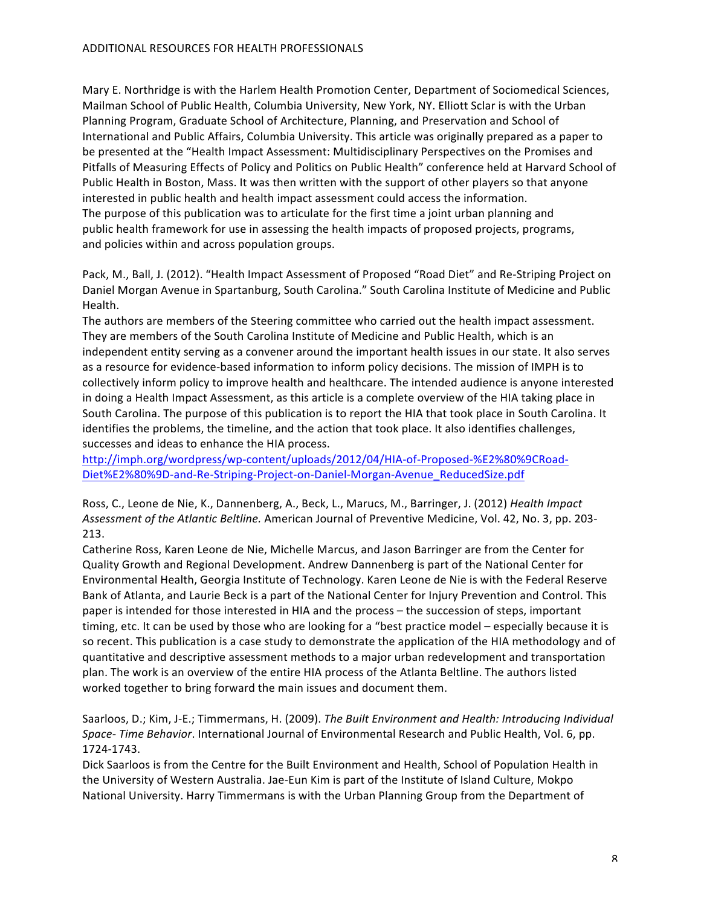Mary E. Northridge is with the Harlem Health Promotion Center, Department of Sociomedical Sciences, Mailman School of Public Health, Columbia University, New York, NY. Elliott Sclar is with the Urban Planning Program, Graduate School of Architecture, Planning, and Preservation and School of International and Public Affairs, Columbia University. This article was originally prepared as a paper to be presented at the "Health Impact Assessment: Multidisciplinary Perspectives on the Promises and Pitfalls of Measuring Effects of Policy and Politics on Public Health" conference held at Harvard School of Public Health in Boston, Mass. It was then written with the support of other players so that anyone interested in public health and health impact assessment could access the information. The purpose of this publication was to articulate for the first time a joint urban planning and public health framework for use in assessing the health impacts of proposed projects, programs, and policies within and across population groups.

Pack, M., Ball, J. (2012). "Health Impact Assessment of Proposed "Road Diet" and Re-Striping Project on Daniel Morgan Avenue in Spartanburg, South Carolina." South Carolina Institute of Medicine and Public Health.
The authors are members of the Steering committee who carried out the health impact assessment. They are members of the South Carolina Institute of Medicine and Public Health, which is an independent entity serving as a convener around the important health issues in our state. It also serves as a resource for evidence-based information to inform policy decisions. The mission of IMPH is to collectively inform policy to improve health and healthcare. The intended audience is anyone interested in doing a Health Impact Assessment, as this article is a complete overview of the HIA taking place in South Carolina. The purpose of this publication is to report the HIA that took place in South Carolina. It identifies the problems, the timeline, and the action that took place. It also identifies challenges, successes and ideas to enhance the HIA process.
http://imph.org/wordpress/wp-content/uploads/2012/04/HIA-of-Proposed-%E2%80%9CRoad-Diet%E2%80%9D-and-Re-Striping-Project-on-Daniel-Morgan-Avenue_ReducedSize.pdf

Ross, C., Leone de Nie, K., Dannenberg, A., Beck, L., Marucs, M., Barringer, J. (2012) *Health Impact Assessment of the Atlantic Beltline.* American Journal of Preventive Medicine, Vol. 42, No. 3, pp. 203-213.
Catherine Ross, Karen Leone de Nie, Michelle Marcus, and Jason Barringer are from the Center for Quality Growth and Regional Development. Andrew Dannenberg is part of the National Center for Environmental Health, Georgia Institute of Technology. Karen Leone de Nie is with the Federal Reserve Bank of Atlanta, and Laurie Beck is a part of the National Center for Injury Prevention and Control. This paper is intended for those interested in HIA and the process – the succession of steps, important timing, etc. It can be used by those who are looking for a "best practice model – especially because it is so recent. This publication is a case study to demonstrate the application of the HIA methodology and of quantitative and descriptive assessment methods to a major urban redevelopment and transportation plan. The work is an overview of the entire HIA process of the Atlanta Beltline. The authors listed worked together to bring forward the main issues and document them.

Saarloos, D.; Kim, J-E.; Timmermans, H. (2009). *The Built Environment and Health: Introducing Individual Space- Time Behavior*. International Journal of Environmental Research and Public Health, Vol. 6, pp. 1724-1743.
Dick Saarloos is from the Centre for the Built Environment and Health, School of Population Health in the University of Western Australia. Jae-Eun Kim is part of the Institute of Island Culture, Mokpo National University. Harry Timmermans is with the Urban Planning Group from the Department of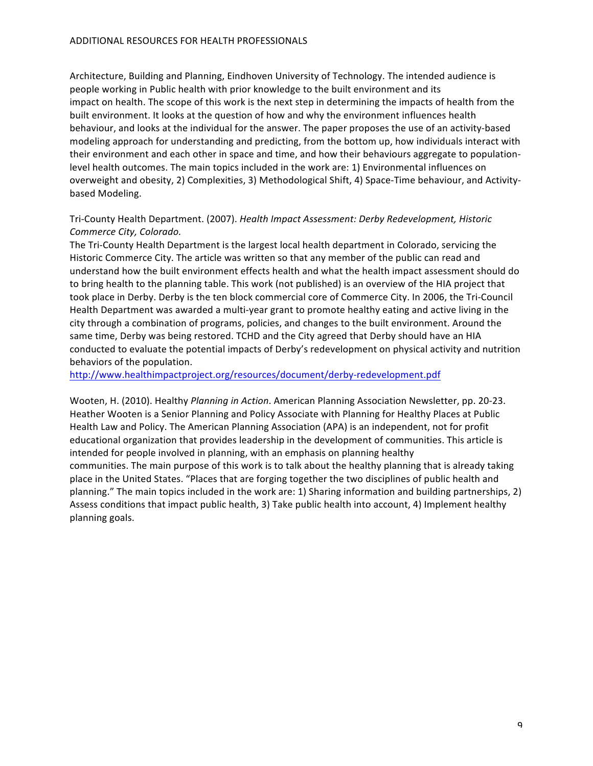Architecture, Building and Planning, Eindhoven University of Technology. The intended audience is people working in Public health with prior knowledge to the built environment and its impact on health. The scope of this work is the next step in determining the impacts of health from the built environment. It looks at the question of how and why the environment influences health behaviour, and looks at the individual for the answer. The paper proposes the use of an activity-based modeling approach for understanding and predicting, from the bottom up, how individuals interact with their environment and each other in space and time, and how their behaviours aggregate to population-level health outcomes. The main topics included in the work are: 1) Environmental influences on overweight and obesity, 2) Complexities, 3) Methodological Shift, 4) Space-Time behaviour, and Activity-based Modeling.

Tri-County Health Department. (2007). *Health Impact Assessment: Derby Redevelopment, Historic Commerce City, Colorado.*
The Tri-County Health Department is the largest local health department in Colorado, servicing the Historic Commerce City. The article was written so that any member of the public can read and understand how the built environment effects health and what the health impact assessment should do to bring health to the planning table. This work (not published) is an overview of the HIA project that took place in Derby. Derby is the ten block commercial core of Commerce City. In 2006, the Tri-Council Health Department was awarded a multi-year grant to promote healthy eating and active living in the city through a combination of programs, policies, and changes to the built environment. Around the same time, Derby was being restored. TCHD and the City agreed that Derby should have an HIA conducted to evaluate the potential impacts of Derby's redevelopment on physical activity and nutrition behaviors of the population.
http://www.healthimpactproject.org/resources/document/derby-redevelopment.pdf

Wooten, H. (2010). Healthy *Planning in Action*. American Planning Association Newsletter, pp. 20-23. Heather Wooten is a Senior Planning and Policy Associate with Planning for Healthy Places at Public Health Law and Policy. The American Planning Association (APA) is an independent, not for profit educational organization that provides leadership in the development of communities. This article is intended for people involved in planning, with an emphasis on planning healthy communities. The main purpose of this work is to talk about the healthy planning that is already taking place in the United States. "Places that are forging together the two disciplines of public health and planning." The main topics included in the work are: 1) Sharing information and building partnerships, 2) Assess conditions that impact public health, 3) Take public health into account, 4) Implement healthy planning goals.